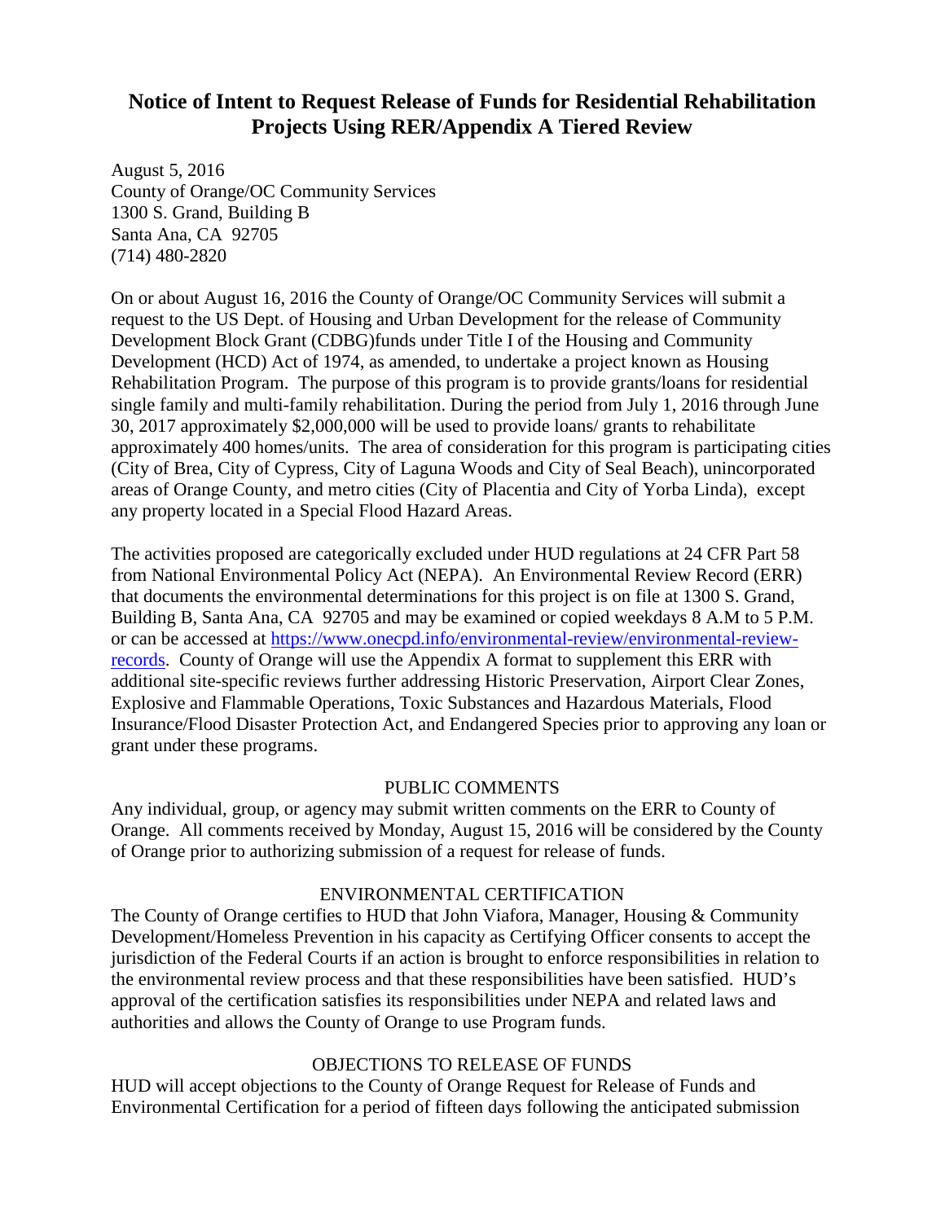# Notice of Intent to Request Release of Funds for Residential Rehabilitation Projects Using RER/Appendix A Tiered Review

August 5, 2016
County of Orange/OC Community Services
1300 S. Grand, Building B
Santa Ana, CA 92705
(714) 480-2820

On or about August 16, 2016 the County of Orange/OC Community Services will submit a request to the US Dept. of Housing and Urban Development for the release of Community Development Block Grant (CDBG)funds under Title I of the Housing and Community Development (HCD) Act of 1974, as amended, to undertake a project known as Housing Rehabilitation Program. The purpose of this program is to provide grants/loans for residential single family and multi-family rehabilitation. During the period from July 1, 2016 through June 30, 2017 approximately $2,000,000 will be used to provide loans/ grants to rehabilitate approximately 400 homes/units. The area of consideration for this program is participating cities (City of Brea, City of Cypress, City of Laguna Woods and City of Seal Beach), unincorporated areas of Orange County, and metro cities (City of Placentia and City of Yorba Linda), except any property located in a Special Flood Hazard Areas.

The activities proposed are categorically excluded under HUD regulations at 24 CFR Part 58 from National Environmental Policy Act (NEPA). An Environmental Review Record (ERR) that documents the environmental determinations for this project is on file at 1300 S. Grand, Building B, Santa Ana, CA 92705 and may be examined or copied weekdays 8 A.M to 5 P.M. or can be accessed at [https://www.onecpd.info/environmental-review/environmental-review-records](https://www.onecpd.info/environmental-review/environmental-review-records). County of Orange will use the Appendix A format to supplement this ERR with additional site-specific reviews further addressing Historic Preservation, Airport Clear Zones, Explosive and Flammable Operations, Toxic Substances and Hazardous Materials, Flood Insurance/Flood Disaster Protection Act, and Endangered Species prior to approving any loan or grant under these programs.

## PUBLIC COMMENTS

Any individual, group, or agency may submit written comments on the ERR to County of Orange. All comments received by Monday, August 15, 2016 will be considered by the County of Orange prior to authorizing submission of a request for release of funds.

## ENVIRONMENTAL CERTIFICATION

The County of Orange certifies to HUD that John Viafora, Manager, Housing & Community Development/Homeless Prevention in his capacity as Certifying Officer consents to accept the jurisdiction of the Federal Courts if an action is brought to enforce responsibilities in relation to the environmental review process and that these responsibilities have been satisfied. HUD's approval of the certification satisfies its responsibilities under NEPA and related laws and authorities and allows the County of Orange to use Program funds.

## OBJECTIONS TO RELEASE OF FUNDS

HUD will accept objections to the County of Orange Request for Release of Funds and Environmental Certification for a period of fifteen days following the anticipated submission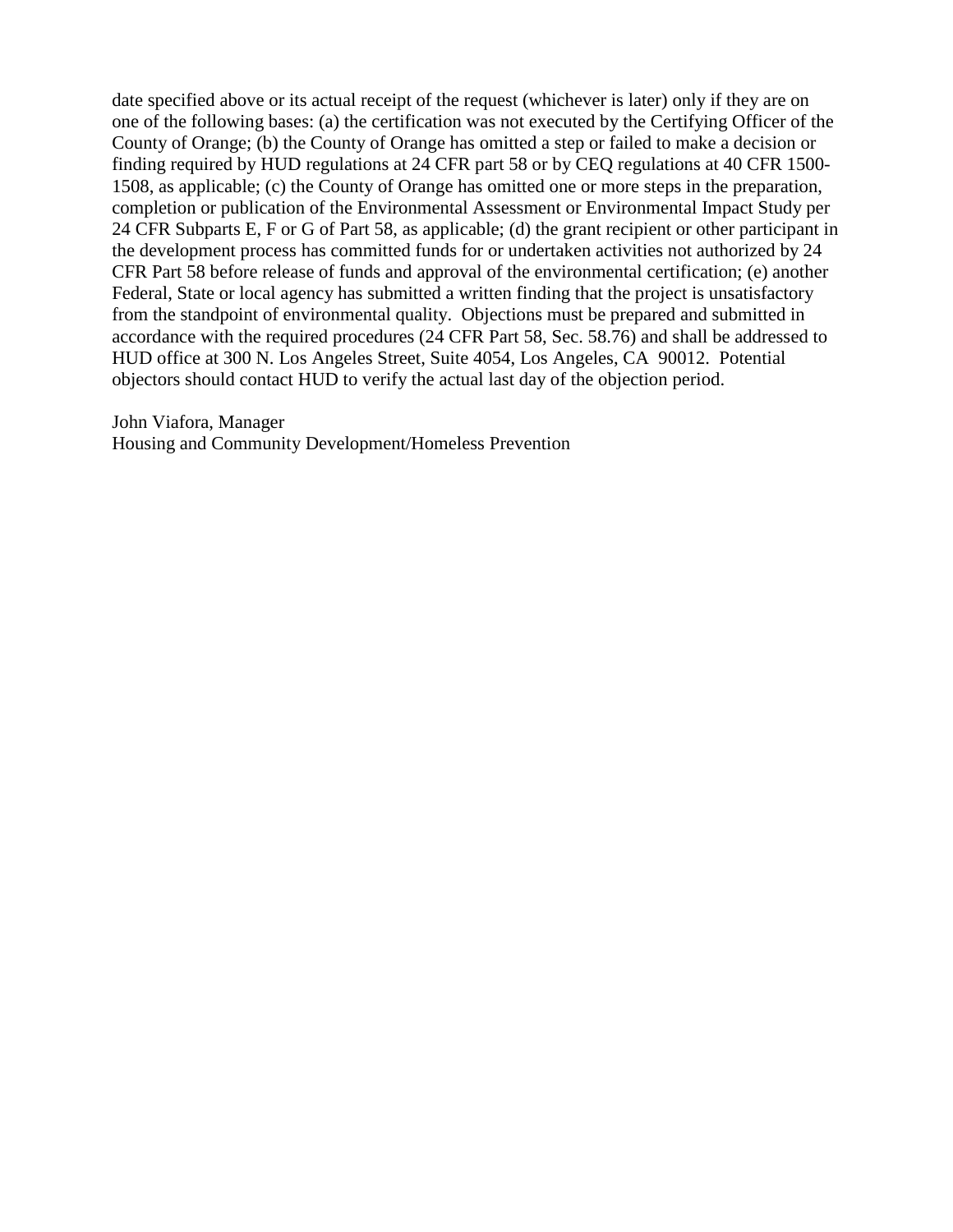date specified above or its actual receipt of the request (whichever is later) only if they are on one of the following bases: (a) the certification was not executed by the Certifying Officer of the County of Orange; (b) the County of Orange has omitted a step or failed to make a decision or finding required by HUD regulations at 24 CFR part 58 or by CEQ regulations at 40 CFR 1500-1508, as applicable; (c) the County of Orange has omitted one or more steps in the preparation, completion or publication of the Environmental Assessment or Environmental Impact Study per 24 CFR Subparts E, F or G of Part 58, as applicable; (d) the grant recipient or other participant in the development process has committed funds for or undertaken activities not authorized by 24 CFR Part 58 before release of funds and approval of the environmental certification; (e) another Federal, State or local agency has submitted a written finding that the project is unsatisfactory from the standpoint of environmental quality. Objections must be prepared and submitted in accordance with the required procedures (24 CFR Part 58, Sec. 58.76) and shall be addressed to HUD office at 300 N. Los Angeles Street, Suite 4054, Los Angeles, CA 90012. Potential objectors should contact HUD to verify the actual last day of the objection period.

John Viafora, Manager
Housing and Community Development/Homeless Prevention